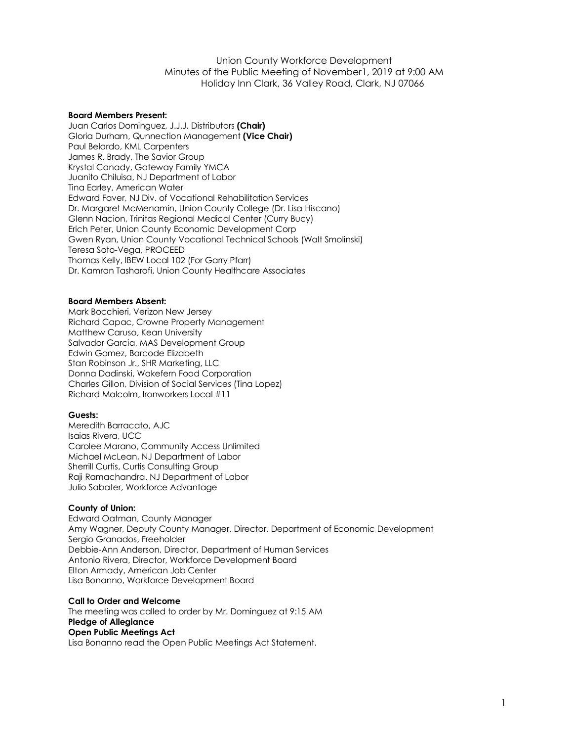Union County Workforce Development
Minutes of the Public Meeting of November1, 2019 at 9:00 AM
Holiday Inn Clark, 36 Valley Road, Clark, NJ 07066

**Board Members Present:**
Juan Carlos Dominguez, J.J.J. Distributors **(Chair)**
Gloria Durham, Qunnection Management **(Vice Chair)**
Paul Belardo, KML Carpenters
James R. Brady, The Savior Group
Krystal Canady, Gateway Family YMCA
Juanito Chiluisa, NJ Department of Labor
Tina Earley, American Water
Edward Faver, NJ Div. of Vocational Rehabilitation Services
Dr. Margaret McMenamin, Union County College (Dr. Lisa Hiscano)
Glenn Nacion, Trinitas Regional Medical Center (Curry Bucy)
Erich Peter, Union County Economic Development Corp
Gwen Ryan, Union County Vocational Technical Schools (Walt Smolinski)
Teresa Soto-Vega, PROCEED
Thomas Kelly, IBEW Local 102 (For Garry Pfarr)
Dr. Kamran Tasharofi, Union County Healthcare Associates

**Board Members Absent:**
Mark Bocchieri, Verizon New Jersey
Richard Capac, Crowne Property Management
Matthew Caruso, Kean University
Salvador Garcia, MAS Development Group
Edwin Gomez, Barcode Elizabeth
Stan Robinson Jr., SHR Marketing, LLC
Donna Dadinski, Wakefern Food Corporation
Charles Gillon, Division of Social Services (Tina Lopez)
Richard Malcolm, Ironworkers Local #11

**Guests:**
Meredith Barracato, AJC
Isaias Rivera, UCC
Carolee Marano, Community Access Unlimited
Michael McLean, NJ Department of Labor
Sherrill Curtis, Curtis Consulting Group
Raji Ramachandra. NJ Department of Labor
Julio Sabater, Workforce Advantage

**County of Union:**
Edward Oatman, County Manager
Amy Wagner, Deputy County Manager, Director, Department of Economic Development
Sergio Granados, Freeholder
Debbie-Ann Anderson, Director, Department of Human Services
Antonio Rivera, Director, Workforce Development Board
Elton Armady, American Job Center
Lisa Bonanno, Workforce Development Board

**Call to Order and Welcome**
The meeting was called to order by Mr. Dominguez at 9:15 AM
**Pledge of Allegiance**
**Open Public Meetings Act**
Lisa Bonanno read the Open Public Meetings Act Statement.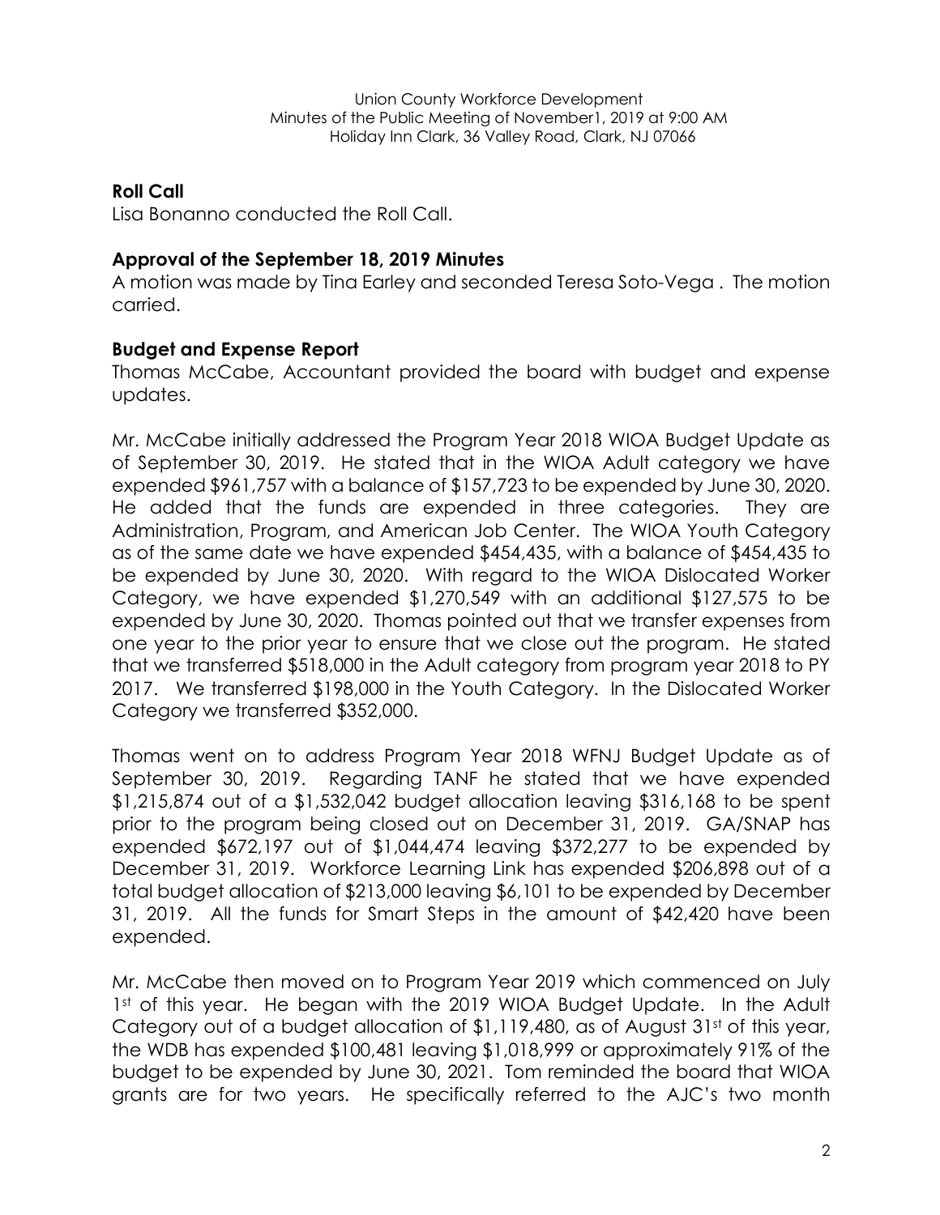Union County Workforce Development
Minutes of the Public Meeting of November1, 2019 at 9:00 AM
Holiday Inn Clark, 36 Valley Road, Clark, NJ 07066

## Roll Call

Lisa Bonanno conducted the Roll Call.

## Approval of the September 18, 2019 Minutes

A motion was made by Tina Earley and seconded Teresa Soto-Vega . The motion carried.

## Budget and Expense Report

Thomas McCabe, Accountant provided the board with budget and expense updates.

Mr. McCabe initially addressed the Program Year 2018 WIOA Budget Update as of September 30, 2019. He stated that in the WIOA Adult category we have expended $961,757 with a balance of $157,723 to be expended by June 30, 2020. He added that the funds are expended in three categories. They are Administration, Program, and American Job Center. The WIOA Youth Category as of the same date we have expended $454,435, with a balance of $454,435 to be expended by June 30, 2020. With regard to the WIOA Dislocated Worker Category, we have expended $1,270,549 with an additional $127,575 to be expended by June 30, 2020. Thomas pointed out that we transfer expenses from one year to the prior year to ensure that we close out the program. He stated that we transferred $518,000 in the Adult category from program year 2018 to PY 2017. We transferred $198,000 in the Youth Category. In the Dislocated Worker Category we transferred $352,000.

Thomas went on to address Program Year 2018 WFNJ Budget Update as of September 30, 2019. Regarding TANF he stated that we have expended $1,215,874 out of a $1,532,042 budget allocation leaving $316,168 to be spent prior to the program being closed out on December 31, 2019. GA/SNAP has expended $672,197 out of $1,044,474 leaving $372,277 to be expended by December 31, 2019. Workforce Learning Link has expended $206,898 out of a total budget allocation of $213,000 leaving $6,101 to be expended by December 31, 2019. All the funds for Smart Steps in the amount of $42,420 have been expended.

Mr. McCabe then moved on to Program Year 2019 which commenced on July 1st of this year. He began with the 2019 WIOA Budget Update. In the Adult Category out of a budget allocation of $1,119,480, as of August 31st of this year, the WDB has expended $100,481 leaving $1,018,999 or approximately 91% of the budget to be expended by June 30, 2021. Tom reminded the board that WIOA grants are for two years. He specifically referred to the AJC's two month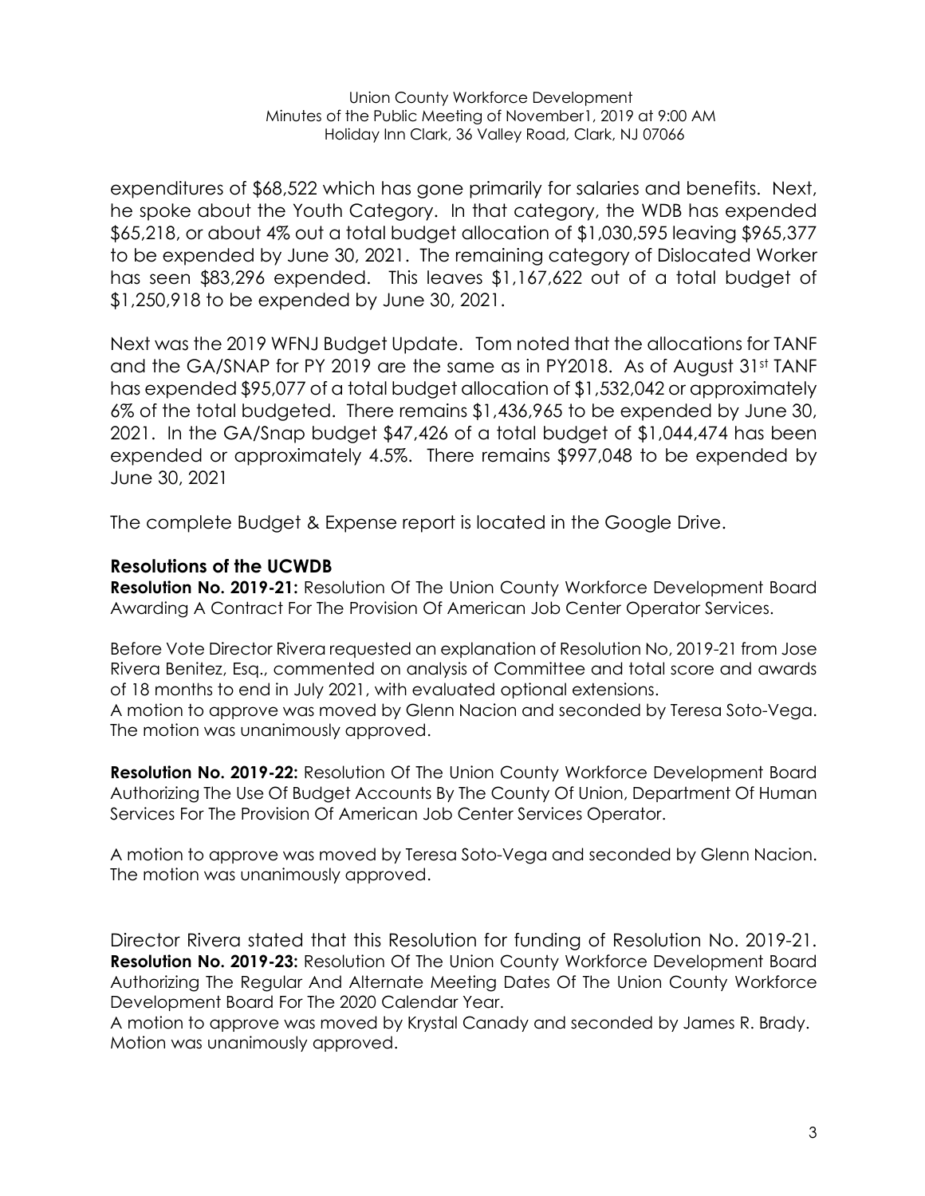expenditures of $68,522 which has gone primarily for salaries and benefits. Next, he spoke about the Youth Category. In that category, the WDB has expended $65,218, or about 4% out a total budget allocation of $1,030,595 leaving $965,377 to be expended by June 30, 2021. The remaining category of Dislocated Worker has seen $83,296 expended. This leaves $1,167,622 out of a total budget of $1,250,918 to be expended by June 30, 2021.

Next was the 2019 WFNJ Budget Update. Tom noted that the allocations for TANF and the GA/SNAP for PY 2019 are the same as in PY2018. As of August 31st TANF has expended $95,077 of a total budget allocation of $1,532,042 or approximately 6% of the total budgeted. There remains $1,436,965 to be expended by June 30, 2021. In the GA/Snap budget $47,426 of a total budget of $1,044,474 has been expended or approximately 4.5%. There remains $997,048 to be expended by June 30, 2021

The complete Budget & Expense report is located in the Google Drive.

### Resolutions of the UCWDB

**Resolution No. 2019-21:** Resolution Of The Union County Workforce Development Board Awarding A Contract For The Provision Of American Job Center Operator Services.

Before Vote Director Rivera requested an explanation of Resolution No, 2019-21 from Jose Rivera Benitez, Esq., commented on analysis of Committee and total score and awards of 18 months to end in July 2021, with evaluated optional extensions.
A motion to approve was moved by Glenn Nacion and seconded by Teresa Soto-Vega. The motion was unanimously approved.

**Resolution No. 2019-22:** Resolution Of The Union County Workforce Development Board Authorizing The Use Of Budget Accounts By The County Of Union, Department Of Human Services For The Provision Of American Job Center Services Operator.

A motion to approve was moved by Teresa Soto-Vega and seconded by Glenn Nacion. The motion was unanimously approved.

Director Rivera stated that this Resolution for funding of Resolution No. 2019-21.
**Resolution No. 2019-23:** Resolution Of The Union County Workforce Development Board Authorizing The Regular And Alternate Meeting Dates Of The Union County Workforce Development Board For The 2020 Calendar Year.
A motion to approve was moved by Krystal Canady and seconded by James R. Brady. Motion was unanimously approved.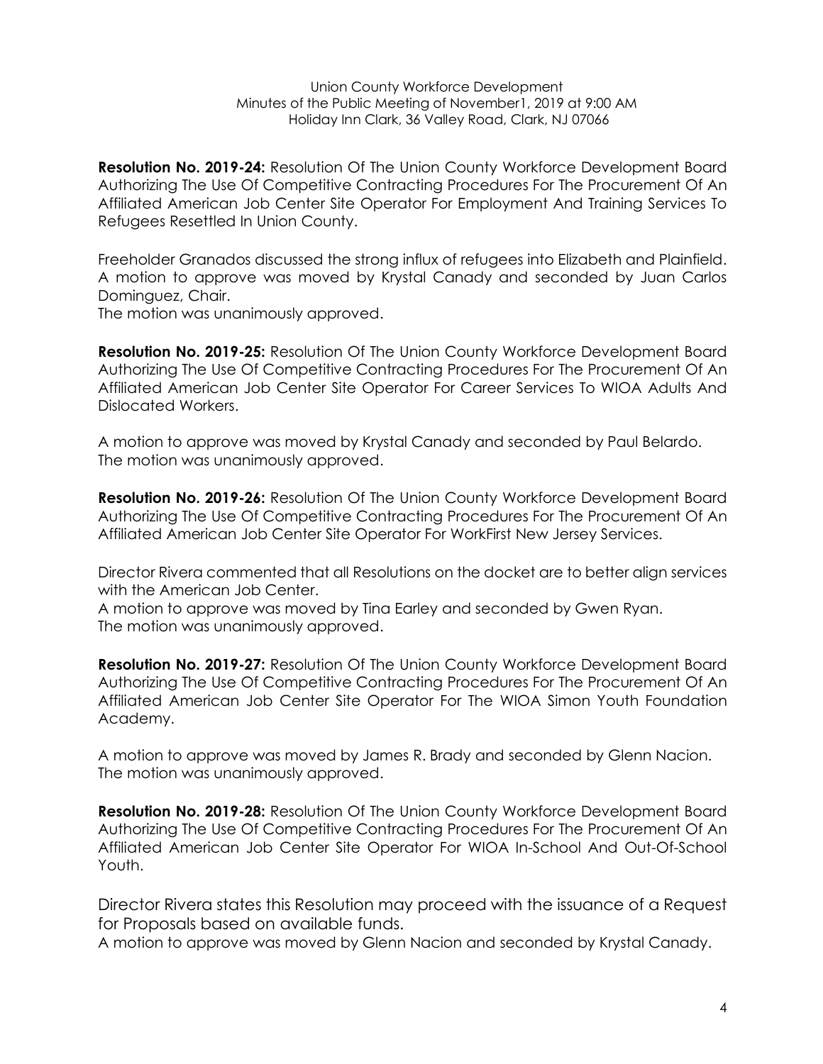**Resolution No. 2019-24:** Resolution Of The Union County Workforce Development Board Authorizing The Use Of Competitive Contracting Procedures For The Procurement Of An Affiliated American Job Center Site Operator For Employment And Training Services To Refugees Resettled In Union County.

Freeholder Granados discussed the strong influx of refugees into Elizabeth and Plainfield. A motion to approve was moved by Krystal Canady and seconded by Juan Carlos Dominguez, Chair.
The motion was unanimously approved.

**Resolution No. 2019-25:** Resolution Of The Union County Workforce Development Board Authorizing The Use Of Competitive Contracting Procedures For The Procurement Of An Affiliated American Job Center Site Operator For Career Services To WIOA Adults And Dislocated Workers.

A motion to approve was moved by Krystal Canady and seconded by Paul Belardo.
The motion was unanimously approved.

**Resolution No. 2019-26:** Resolution Of The Union County Workforce Development Board Authorizing The Use Of Competitive Contracting Procedures For The Procurement Of An Affiliated American Job Center Site Operator For WorkFirst New Jersey Services.

Director Rivera commented that all Resolutions on the docket are to better align services with the American Job Center.
A motion to approve was moved by Tina Earley and seconded by Gwen Ryan.
The motion was unanimously approved.

**Resolution No. 2019-27:** Resolution Of The Union County Workforce Development Board Authorizing The Use Of Competitive Contracting Procedures For The Procurement Of An Affiliated American Job Center Site Operator For The WIOA Simon Youth Foundation Academy.

A motion to approve was moved by James R. Brady and seconded by Glenn Nacion.
The motion was unanimously approved.

**Resolution No. 2019-28:** Resolution Of The Union County Workforce Development Board Authorizing The Use Of Competitive Contracting Procedures For The Procurement Of An Affiliated American Job Center Site Operator For WIOA In-School And Out-Of-School Youth.

Director Rivera states this Resolution may proceed with the issuance of a Request for Proposals based on available funds.
A motion to approve was moved by Glenn Nacion and seconded by Krystal Canady.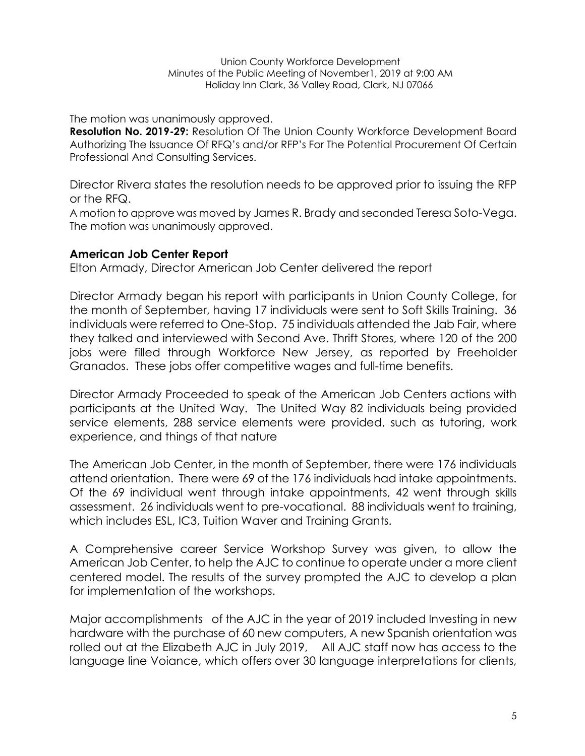The motion was unanimously approved.

**Resolution No. 2019-29:** Resolution Of The Union County Workforce Development Board Authorizing The Issuance Of RFQ's and/or RFP's For The Potential Procurement Of Certain Professional And Consulting Services.

Director Rivera states the resolution needs to be approved prior to issuing the RFP or the RFQ.

A motion to approve was moved by James R. Brady and seconded Teresa Soto-Vega. The motion was unanimously approved.

## American Job Center Report

Elton Armady, Director American Job Center delivered the report

Director Armady began his report with participants in Union County College, for the month of September, having 17 individuals were sent to Soft Skills Training. 36 individuals were referred to One-Stop. 75 individuals attended the Jab Fair, where they talked and interviewed with Second Ave. Thrift Stores, where 120 of the 200 jobs were filled through Workforce New Jersey, as reported by Freeholder Granados. These jobs offer competitive wages and full-time benefits.

Director Armady Proceeded to speak of the American Job Centers actions with participants at the United Way. The United Way 82 individuals being provided service elements, 288 service elements were provided, such as tutoring, work experience, and things of that nature

The American Job Center, in the month of September, there were 176 individuals attend orientation. There were 69 of the 176 individuals had intake appointments. Of the 69 individual went through intake appointments, 42 went through skills assessment. 26 individuals went to pre-vocational. 88 individuals went to training, which includes ESL, IC3, Tuition Waver and Training Grants.

A Comprehensive career Service Workshop Survey was given, to allow the American Job Center, to help the AJC to continue to operate under a more client centered model. The results of the survey prompted the AJC to develop a plan for implementation of the workshops.

Major accomplishments of the AJC in the year of 2019 included Investing in new hardware with the purchase of 60 new computers, A new Spanish orientation was rolled out at the Elizabeth AJC in July 2019, All AJC staff now has access to the language line Voiance, which offers over 30 language interpretations for clients,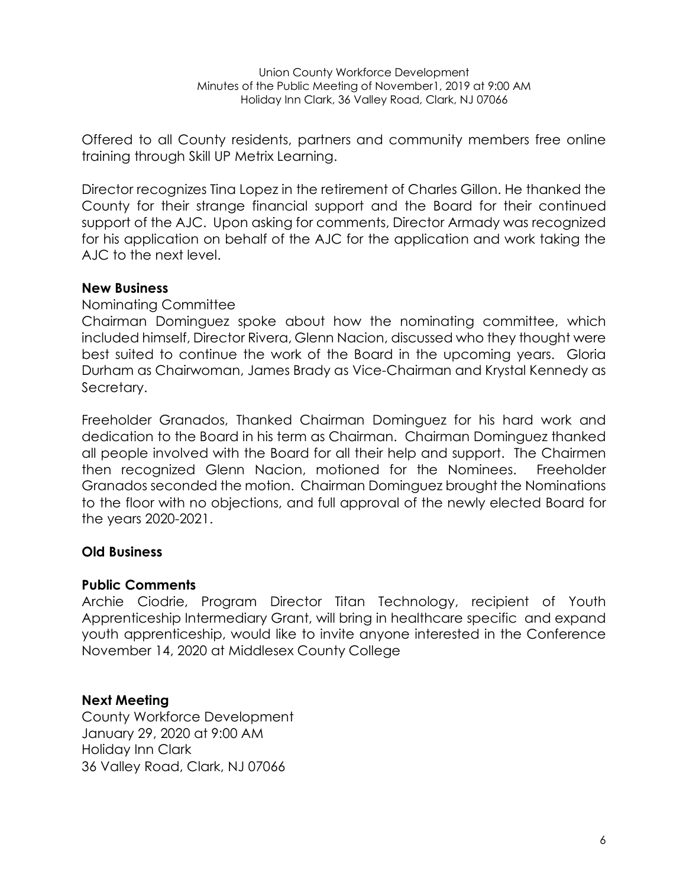Offered to all County residents, partners and community members free online training through Skill UP Metrix Learning.

Director recognizes Tina Lopez in the retirement of Charles Gillon. He thanked the County for their strange financial support and the Board for their continued support of the AJC. Upon asking for comments, Director Armady was recognized for his application on behalf of the AJC for the application and work taking the AJC to the next level.

**New Business**

Nominating Committee

Chairman Dominguez spoke about how the nominating committee, which included himself, Director Rivera, Glenn Nacion, discussed who they thought were best suited to continue the work of the Board in the upcoming years. Gloria Durham as Chairwoman, James Brady as Vice-Chairman and Krystal Kennedy as Secretary.

Freeholder Granados, Thanked Chairman Dominguez for his hard work and dedication to the Board in his term as Chairman. Chairman Dominguez thanked all people involved with the Board for all their help and support. The Chairmen then recognized Glenn Nacion, motioned for the Nominees. Freeholder Granados seconded the motion. Chairman Dominguez brought the Nominations to the floor with no objections, and full approval of the newly elected Board for the years 2020-2021.

**Old Business**

**Public Comments**

Archie Ciodrie, Program Director Titan Technology, recipient of Youth Apprenticeship Intermediary Grant, will bring in healthcare specific and expand youth apprenticeship, would like to invite anyone interested in the Conference November 14, 2020 at Middlesex County College

**Next Meeting**

County Workforce Development
January 29, 2020 at 9:00 AM
Holiday Inn Clark
36 Valley Road, Clark, NJ 07066